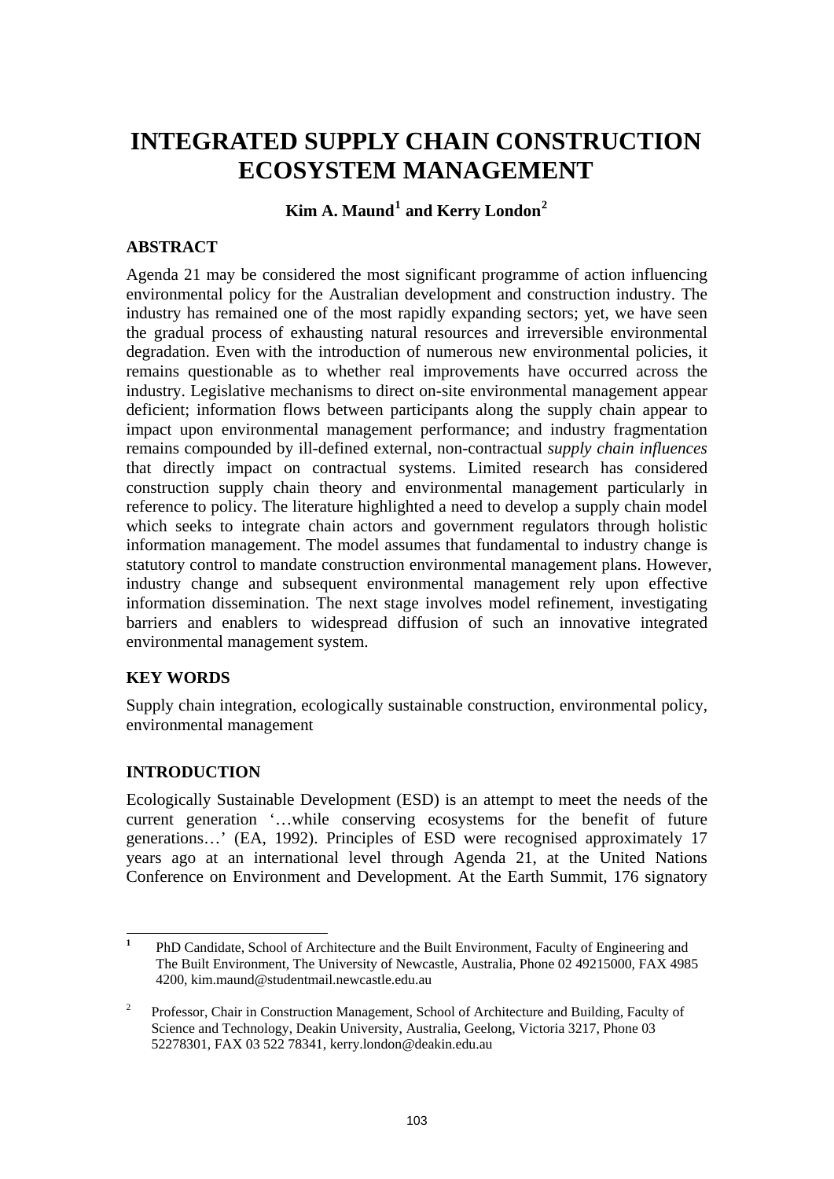# INTEGRATED SUPPLY CHAIN CONSTRUCTION ECOSYSTEM MANAGEMENT

**Kim A. Maund[1] and Kerry London[2]**

## ABSTRACT

Agenda 21 may be considered the most significant programme of action influencing environmental policy for the Australian development and construction industry. The industry has remained one of the most rapidly expanding sectors; yet, we have seen the gradual process of exhausting natural resources and irreversible environmental degradation. Even with the introduction of numerous new environmental policies, it remains questionable as to whether real improvements have occurred across the industry. Legislative mechanisms to direct on-site environmental management appear deficient; information flows between participants along the supply chain appear to impact upon environmental management performance; and industry fragmentation remains compounded by ill-defined external, non-contractual *supply chain influences* that directly impact on contractual systems. Limited research has considered construction supply chain theory and environmental management particularly in reference to policy. The literature highlighted a need to develop a supply chain model which seeks to integrate chain actors and government regulators through holistic information management. The model assumes that fundamental to industry change is statutory control to mandate construction environmental management plans. However, industry change and subsequent environmental management rely upon effective information dissemination. The next stage involves model refinement, investigating barriers and enablers to widespread diffusion of such an innovative integrated environmental management system.

## KEY WORDS

Supply chain integration, ecologically sustainable construction, environmental policy, environmental management

## INTRODUCTION

Ecologically Sustainable Development (ESD) is an attempt to meet the needs of the current generation '…while conserving ecosystems for the benefit of future generations…' (EA, 1992). Principles of ESD were recognised approximately 17 years ago at an international level through Agenda 21, at the United Nations Conference on Environment and Development. At the Earth Summit, 176 signatory

---

[1] PhD Candidate, School of Architecture and the Built Environment, Faculty of Engineering and The Built Environment, The University of Newcastle, Australia, Phone 02 49215000, FAX 4985 4200, kim.maund@studentmail.newcastle.edu.au

[2] Professor, Chair in Construction Management, School of Architecture and Building, Faculty of Science and Technology, Deakin University, Australia, Geelong, Victoria 3217, Phone 03 52278301, FAX 03 522 78341, kerry.london@deakin.edu.au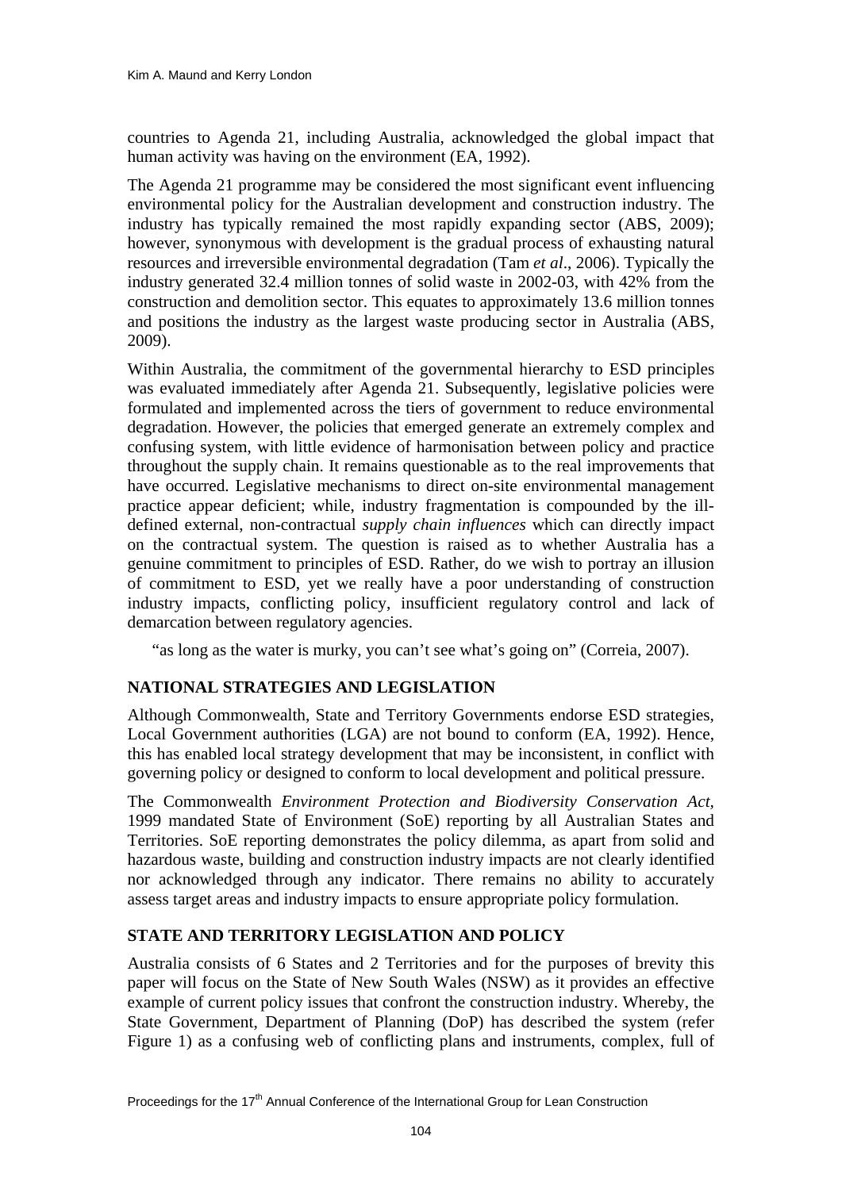countries to Agenda 21, including Australia, acknowledged the global impact that human activity was having on the environment (EA, 1992).

The Agenda 21 programme may be considered the most significant event influencing environmental policy for the Australian development and construction industry. The industry has typically remained the most rapidly expanding sector (ABS, 2009); however, synonymous with development is the gradual process of exhausting natural resources and irreversible environmental degradation (Tam *et al*., 2006). Typically the industry generated 32.4 million tonnes of solid waste in 2002-03, with 42% from the construction and demolition sector. This equates to approximately 13.6 million tonnes and positions the industry as the largest waste producing sector in Australia (ABS, 2009).

Within Australia, the commitment of the governmental hierarchy to ESD principles was evaluated immediately after Agenda 21. Subsequently, legislative policies were formulated and implemented across the tiers of government to reduce environmental degradation. However, the policies that emerged generate an extremely complex and confusing system, with little evidence of harmonisation between policy and practice throughout the supply chain. It remains questionable as to the real improvements that have occurred. Legislative mechanisms to direct on-site environmental management practice appear deficient; while, industry fragmentation is compounded by the ill-defined external, non-contractual *supply chain influences* which can directly impact on the contractual system. The question is raised as to whether Australia has a genuine commitment to principles of ESD. Rather, do we wish to portray an illusion of commitment to ESD, yet we really have a poor understanding of construction industry impacts, conflicting policy, insufficient regulatory control and lack of demarcation between regulatory agencies.

> "as long as the water is murky, you can't see what's going on" (Correia, 2007).

## NATIONAL STRATEGIES AND LEGISLATION

Although Commonwealth, State and Territory Governments endorse ESD strategies, Local Government authorities (LGA) are not bound to conform (EA, 1992). Hence, this has enabled local strategy development that may be inconsistent, in conflict with governing policy or designed to conform to local development and political pressure.

The Commonwealth *Environment Protection and Biodiversity Conservation Act*, 1999 mandated State of Environment (SoE) reporting by all Australian States and Territories. SoE reporting demonstrates the policy dilemma, as apart from solid and hazardous waste, building and construction industry impacts are not clearly identified nor acknowledged through any indicator. There remains no ability to accurately assess target areas and industry impacts to ensure appropriate policy formulation.

## STATE AND TERRITORY LEGISLATION AND POLICY

Australia consists of 6 States and 2 Territories and for the purposes of brevity this paper will focus on the State of New South Wales (NSW) as it provides an effective example of current policy issues that confront the construction industry. Whereby, the State Government, Department of Planning (DoP) has described the system (refer Figure 1) as a confusing web of conflicting plans and instruments, complex, full of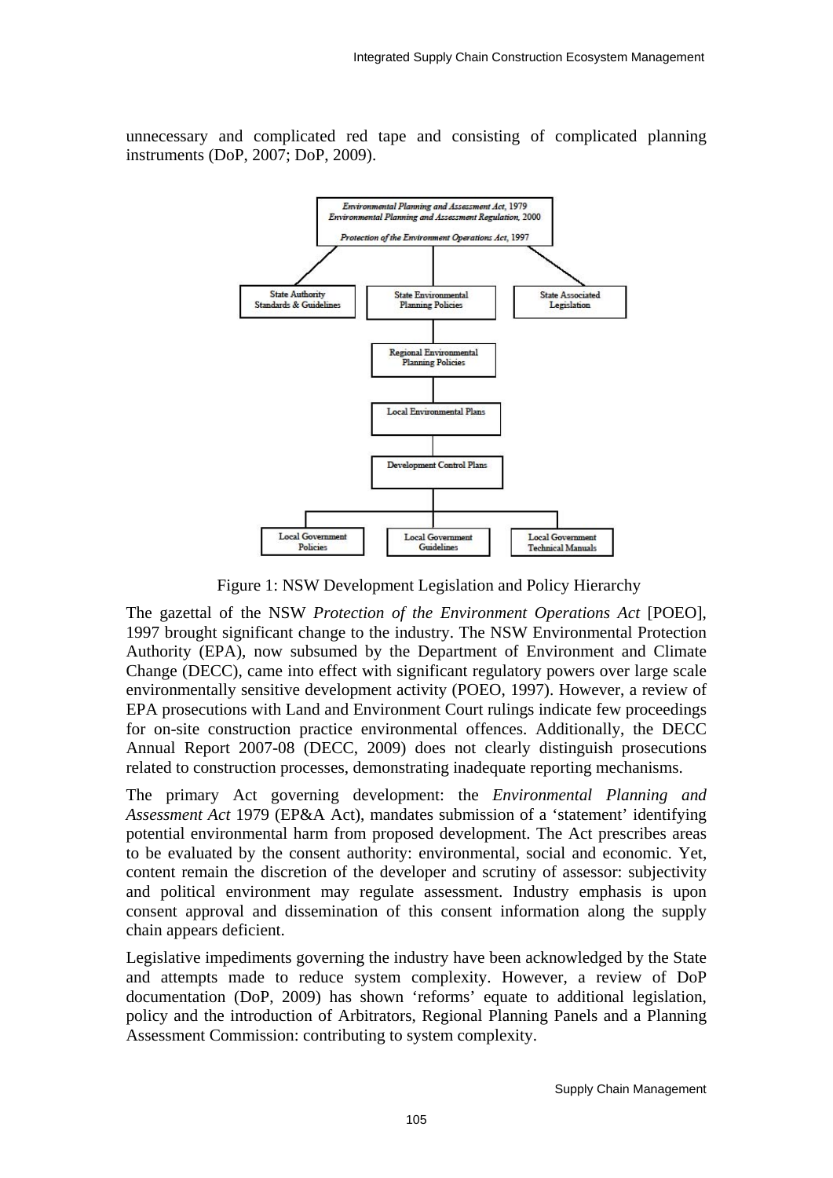unnecessary and complicated red tape and consisting of complicated planning instruments (DoP, 2007; DoP, 2009).

Figure 1: NSW Development Legislation and Policy Hierarchy

The gazettal of the NSW *Protection of the Environment Operations Act* [POEO], 1997 brought significant change to the industry. The NSW Environmental Protection Authority (EPA), now subsumed by the Department of Environment and Climate Change (DECC), came into effect with significant regulatory powers over large scale environmentally sensitive development activity (POEO, 1997). However, a review of EPA prosecutions with Land and Environment Court rulings indicate few proceedings for on-site construction practice environmental offences. Additionally, the DECC Annual Report 2007-08 (DECC, 2009) does not clearly distinguish prosecutions related to construction processes, demonstrating inadequate reporting mechanisms.

The primary Act governing development: the *Environmental Planning and Assessment Act* 1979 (EP&A Act), mandates submission of a 'statement' identifying potential environmental harm from proposed development. The Act prescribes areas to be evaluated by the consent authority: environmental, social and economic. Yet, content remain the discretion of the developer and scrutiny of assessor: subjectivity and political environment may regulate assessment. Industry emphasis is upon consent approval and dissemination of this consent information along the supply chain appears deficient.

Legislative impediments governing the industry have been acknowledged by the State and attempts made to reduce system complexity. However, a review of DoP documentation (DoP, 2009) has shown 'reforms' equate to additional legislation, policy and the introduction of Arbitrators, Regional Planning Panels and a Planning Assessment Commission: contributing to system complexity.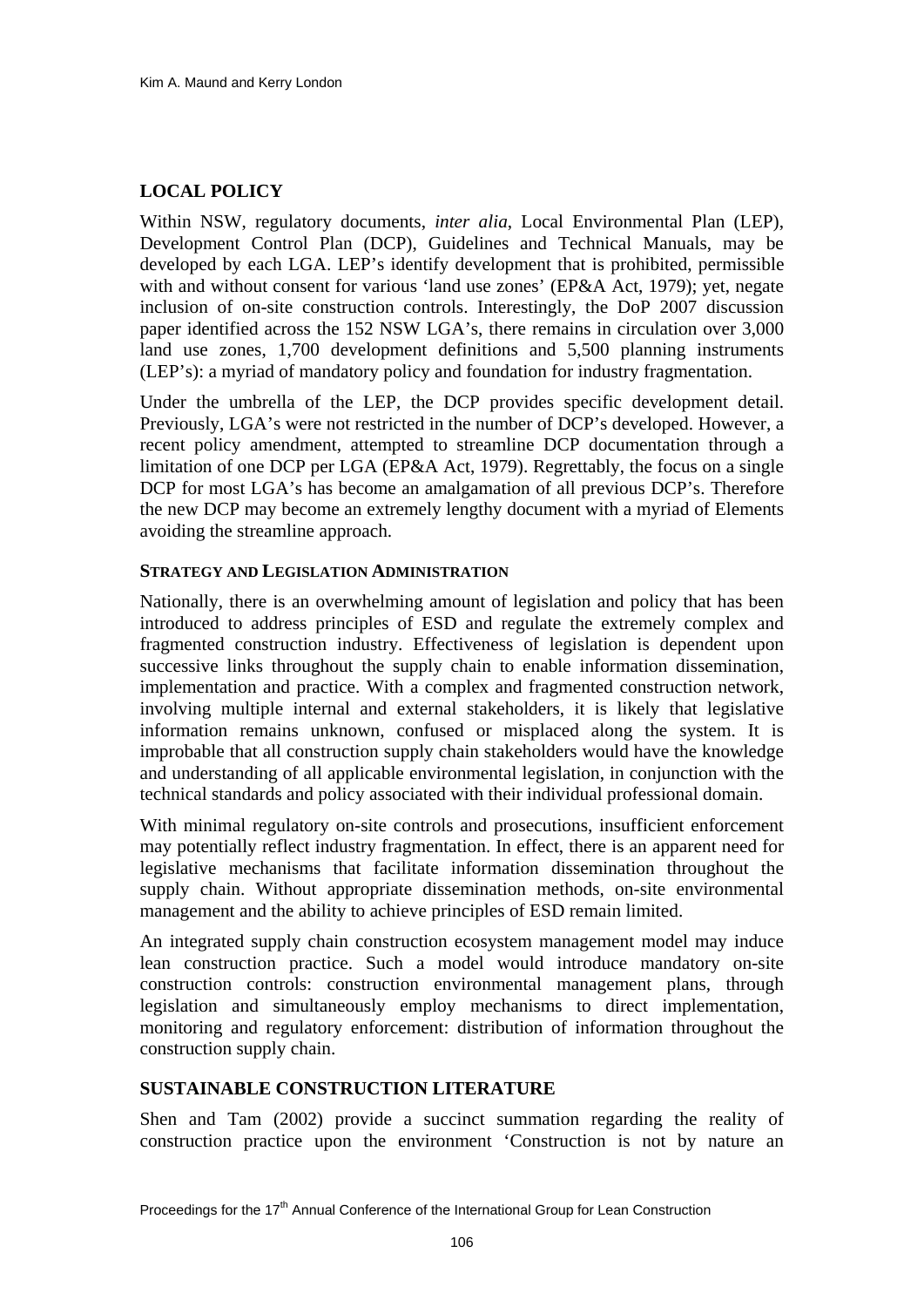## LOCAL POLICY

Within NSW, regulatory documents, *inter alia*, Local Environmental Plan (LEP), Development Control Plan (DCP), Guidelines and Technical Manuals, may be developed by each LGA. LEP's identify development that is prohibited, permissible with and without consent for various 'land use zones' (EP&A Act, 1979); yet, negate inclusion of on-site construction controls. Interestingly, the DoP 2007 discussion paper identified across the 152 NSW LGA's, there remains in circulation over 3,000 land use zones, 1,700 development definitions and 5,500 planning instruments (LEP's): a myriad of mandatory policy and foundation for industry fragmentation.

Under the umbrella of the LEP, the DCP provides specific development detail. Previously, LGA's were not restricted in the number of DCP's developed. However, a recent policy amendment, attempted to streamline DCP documentation through a limitation of one DCP per LGA (EP&A Act, 1979). Regrettably, the focus on a single DCP for most LGA's has become an amalgamation of all previous DCP's. Therefore the new DCP may become an extremely lengthy document with a myriad of Elements avoiding the streamline approach.

### STRATEGY AND LEGISLATION ADMINISTRATION

Nationally, there is an overwhelming amount of legislation and policy that has been introduced to address principles of ESD and regulate the extremely complex and fragmented construction industry. Effectiveness of legislation is dependent upon successive links throughout the supply chain to enable information dissemination, implementation and practice. With a complex and fragmented construction network, involving multiple internal and external stakeholders, it is likely that legislative information remains unknown, confused or misplaced along the system. It is improbable that all construction supply chain stakeholders would have the knowledge and understanding of all applicable environmental legislation, in conjunction with the technical standards and policy associated with their individual professional domain.

With minimal regulatory on-site controls and prosecutions, insufficient enforcement may potentially reflect industry fragmentation. In effect, there is an apparent need for legislative mechanisms that facilitate information dissemination throughout the supply chain. Without appropriate dissemination methods, on-site environmental management and the ability to achieve principles of ESD remain limited.

An integrated supply chain construction ecosystem management model may induce lean construction practice. Such a model would introduce mandatory on-site construction controls: construction environmental management plans, through legislation and simultaneously employ mechanisms to direct implementation, monitoring and regulatory enforcement: distribution of information throughout the construction supply chain.

## SUSTAINABLE CONSTRUCTION LITERATURE

Shen and Tam (2002) provide a succinct summation regarding the reality of construction practice upon the environment 'Construction is not by nature an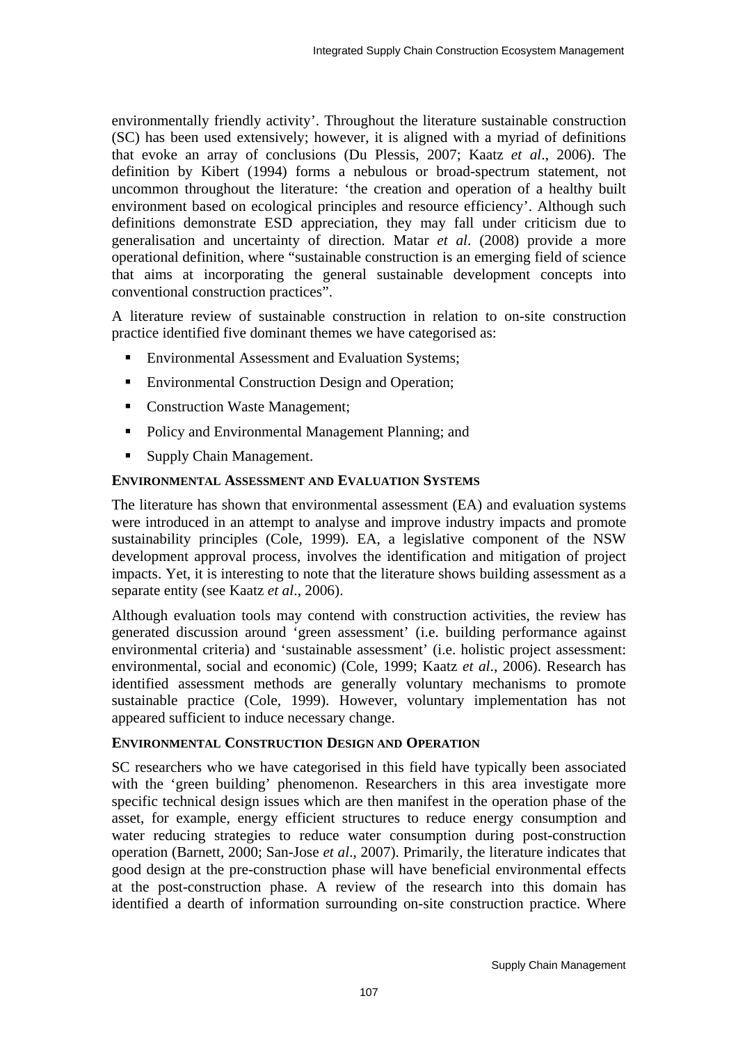environmentally friendly activity'. Throughout the literature sustainable construction (SC) has been used extensively; however, it is aligned with a myriad of definitions that evoke an array of conclusions (Du Plessis, 2007; Kaatz *et al*., 2006). The definition by Kibert (1994) forms a nebulous or broad-spectrum statement, not uncommon throughout the literature: 'the creation and operation of a healthy built environment based on ecological principles and resource efficiency'. Although such definitions demonstrate ESD appreciation, they may fall under criticism due to generalisation and uncertainty of direction. Matar *et al*. (2008) provide a more operational definition, where "sustainable construction is an emerging field of science that aims at incorporating the general sustainable development concepts into conventional construction practices".

A literature review of sustainable construction in relation to on-site construction practice identified five dominant themes we have categorised as:

- Environmental Assessment and Evaluation Systems;
- Environmental Construction Design and Operation;
- Construction Waste Management;
- Policy and Environmental Management Planning; and
- Supply Chain Management.

### Environmental Assessment and Evaluation Systems

The literature has shown that environmental assessment (EA) and evaluation systems were introduced in an attempt to analyse and improve industry impacts and promote sustainability principles (Cole, 1999). EA, a legislative component of the NSW development approval process, involves the identification and mitigation of project impacts. Yet, it is interesting to note that the literature shows building assessment as a separate entity (see Kaatz *et al*., 2006).

Although evaluation tools may contend with construction activities, the review has generated discussion around 'green assessment' (i.e. building performance against environmental criteria) and 'sustainable assessment' (i.e. holistic project assessment: environmental, social and economic) (Cole, 1999; Kaatz *et al*., 2006). Research has identified assessment methods are generally voluntary mechanisms to promote sustainable practice (Cole, 1999). However, voluntary implementation has not appeared sufficient to induce necessary change.

### Environmental Construction Design and Operation

SC researchers who we have categorised in this field have typically been associated with the 'green building' phenomenon. Researchers in this area investigate more specific technical design issues which are then manifest in the operation phase of the asset, for example, energy efficient structures to reduce energy consumption and water reducing strategies to reduce water consumption during post-construction operation (Barnett, 2000; San-Jose *et al*., 2007). Primarily, the literature indicates that good design at the pre-construction phase will have beneficial environmental effects at the post-construction phase. A review of the research into this domain has identified a dearth of information surrounding on-site construction practice. Where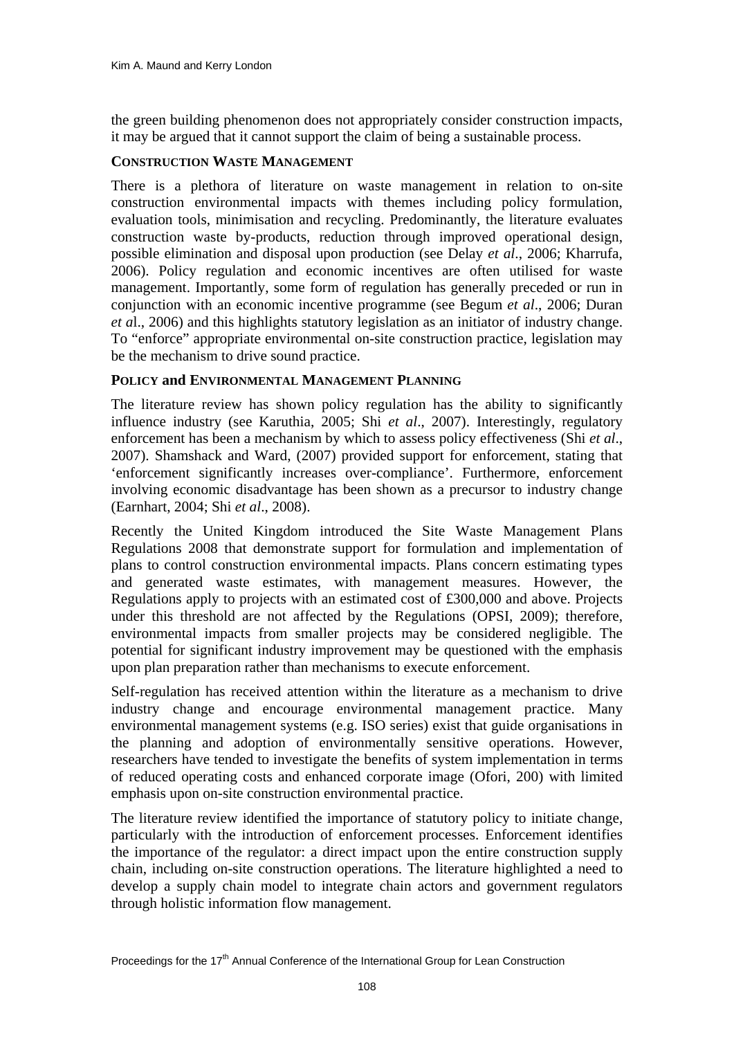the green building phenomenon does not appropriately consider construction impacts, it may be argued that it cannot support the claim of being a sustainable process.

## CONSTRUCTION WASTE MANAGEMENT

There is a plethora of literature on waste management in relation to on-site construction environmental impacts with themes including policy formulation, evaluation tools, minimisation and recycling. Predominantly, the literature evaluates construction waste by-products, reduction through improved operational design, possible elimination and disposal upon production (see Delay *et al*., 2006; Kharrufa, 2006). Policy regulation and economic incentives are often utilised for waste management. Importantly, some form of regulation has generally preceded or run in conjunction with an economic incentive programme (see Begum *et al*., 2006; Duran *et a*l., 2006) and this highlights statutory legislation as an initiator of industry change. To "enforce" appropriate environmental on-site construction practice, legislation may be the mechanism to drive sound practice.

## POLICY and ENVIRONMENTAL MANAGEMENT PLANNING

The literature review has shown policy regulation has the ability to significantly influence industry (see Karuthia, 2005; Shi *et al*., 2007). Interestingly, regulatory enforcement has been a mechanism by which to assess policy effectiveness (Shi *et al*., 2007). Shamshack and Ward, (2007) provided support for enforcement, stating that 'enforcement significantly increases over-compliance'. Furthermore, enforcement involving economic disadvantage has been shown as a precursor to industry change (Earnhart, 2004; Shi *et al*., 2008).

Recently the United Kingdom introduced the Site Waste Management Plans Regulations 2008 that demonstrate support for formulation and implementation of plans to control construction environmental impacts. Plans concern estimating types and generated waste estimates, with management measures. However, the Regulations apply to projects with an estimated cost of £300,000 and above. Projects under this threshold are not affected by the Regulations (OPSI, 2009); therefore, environmental impacts from smaller projects may be considered negligible. The potential for significant industry improvement may be questioned with the emphasis upon plan preparation rather than mechanisms to execute enforcement.

Self-regulation has received attention within the literature as a mechanism to drive industry change and encourage environmental management practice. Many environmental management systems (e.g. ISO series) exist that guide organisations in the planning and adoption of environmentally sensitive operations. However, researchers have tended to investigate the benefits of system implementation in terms of reduced operating costs and enhanced corporate image (Ofori, 200) with limited emphasis upon on-site construction environmental practice.

The literature review identified the importance of statutory policy to initiate change, particularly with the introduction of enforcement processes. Enforcement identifies the importance of the regulator: a direct impact upon the entire construction supply chain, including on-site construction operations. The literature highlighted a need to develop a supply chain model to integrate chain actors and government regulators through holistic information flow management.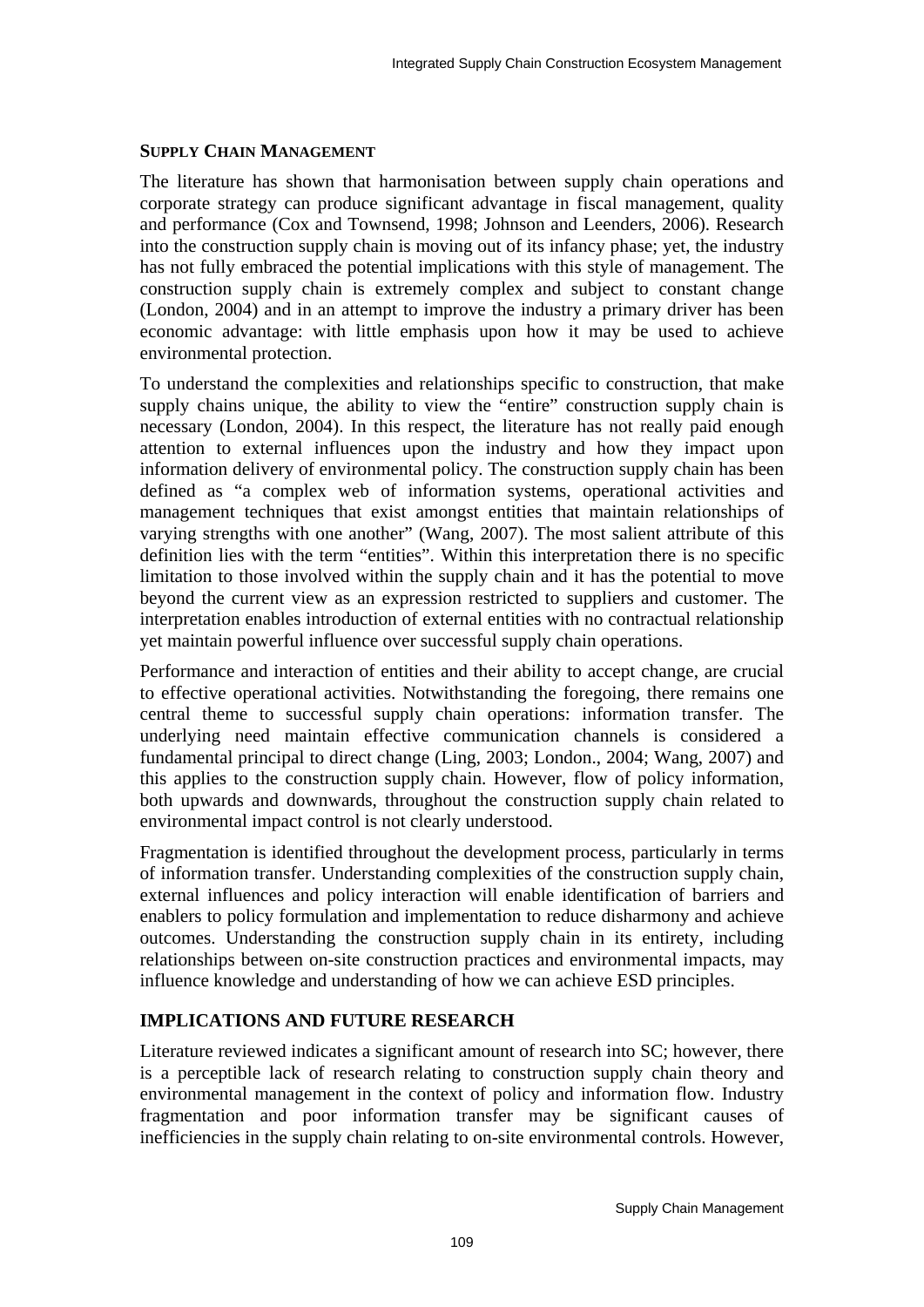## SUPPLY CHAIN MANAGEMENT

The literature has shown that harmonisation between supply chain operations and corporate strategy can produce significant advantage in fiscal management, quality and performance (Cox and Townsend, 1998; Johnson and Leenders, 2006). Research into the construction supply chain is moving out of its infancy phase; yet, the industry has not fully embraced the potential implications with this style of management. The construction supply chain is extremely complex and subject to constant change (London, 2004) and in an attempt to improve the industry a primary driver has been economic advantage: with little emphasis upon how it may be used to achieve environmental protection.

To understand the complexities and relationships specific to construction, that make supply chains unique, the ability to view the "entire" construction supply chain is necessary (London, 2004). In this respect, the literature has not really paid enough attention to external influences upon the industry and how they impact upon information delivery of environmental policy. The construction supply chain has been defined as "a complex web of information systems, operational activities and management techniques that exist amongst entities that maintain relationships of varying strengths with one another" (Wang, 2007). The most salient attribute of this definition lies with the term "entities". Within this interpretation there is no specific limitation to those involved within the supply chain and it has the potential to move beyond the current view as an expression restricted to suppliers and customer. The interpretation enables introduction of external entities with no contractual relationship yet maintain powerful influence over successful supply chain operations.

Performance and interaction of entities and their ability to accept change, are crucial to effective operational activities. Notwithstanding the foregoing, there remains one central theme to successful supply chain operations: information transfer. The underlying need maintain effective communication channels is considered a fundamental principal to direct change (Ling, 2003; London., 2004; Wang, 2007) and this applies to the construction supply chain. However, flow of policy information, both upwards and downwards, throughout the construction supply chain related to environmental impact control is not clearly understood.

Fragmentation is identified throughout the development process, particularly in terms of information transfer. Understanding complexities of the construction supply chain, external influences and policy interaction will enable identification of barriers and enablers to policy formulation and implementation to reduce disharmony and achieve outcomes. Understanding the construction supply chain in its entirety, including relationships between on-site construction practices and environmental impacts, may influence knowledge and understanding of how we can achieve ESD principles.

## IMPLICATIONS AND FUTURE RESEARCH

Literature reviewed indicates a significant amount of research into SC; however, there is a perceptible lack of research relating to construction supply chain theory and environmental management in the context of policy and information flow. Industry fragmentation and poor information transfer may be significant causes of inefficiencies in the supply chain relating to on-site environmental controls. However,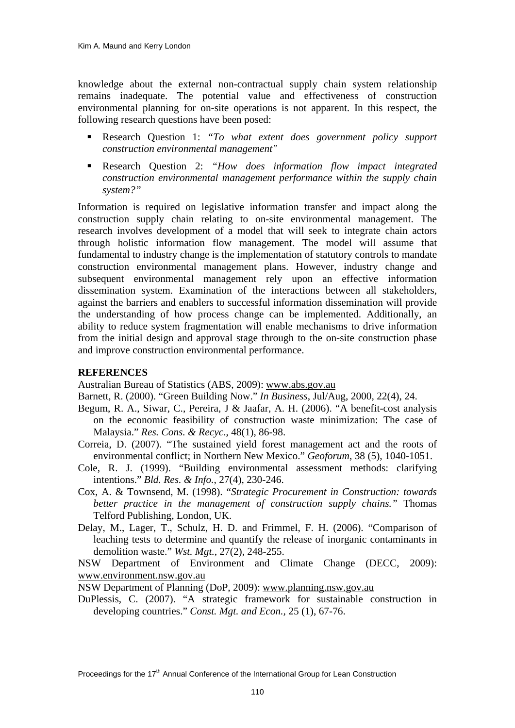knowledge about the external non-contractual supply chain system relationship remains inadequate. The potential value and effectiveness of construction environmental planning for on-site operations is not apparent. In this respect, the following research questions have been posed:

- Research Question 1: "*To what extent does government policy support construction environmental management"*
- Research Question 2: "*How does information flow impact integrated construction environmental management performance within the supply chain system?"*

Information is required on legislative information transfer and impact along the construction supply chain relating to on-site environmental management. The research involves development of a model that will seek to integrate chain actors through holistic information flow management. The model will assume that fundamental to industry change is the implementation of statutory controls to mandate construction environmental management plans. However, industry change and subsequent environmental management rely upon an effective information dissemination system. Examination of the interactions between all stakeholders, against the barriers and enablers to successful information dissemination will provide the understanding of how process change can be implemented. Additionally, an ability to reduce system fragmentation will enable mechanisms to drive information from the initial design and approval stage through to the on-site construction phase and improve construction environmental performance.

## REFERENCES

Australian Bureau of Statistics (ABS, 2009): www.abs.gov.au

Barnett, R. (2000). "Green Building Now." *In Business*, Jul/Aug, 2000, 22(4), 24.

Begum, R. A., Siwar, C., Pereira, J & Jaafar, A. H. (2006). "A benefit-cost analysis on the economic feasibility of construction waste minimization: The case of Malaysia." *Res. Cons. & Recyc*., 48(1), 86-98.

Correia, D. (2007). "The sustained yield forest management act and the roots of environmental conflict; in Northern New Mexico." *Geoforum*, 38 (5), 1040-1051.

Cole, R. J. (1999). "Building environmental assessment methods: clarifying intentions." *Bld. Res. & Info.*, 27(4), 230-246.

Cox, A. & Townsend, M. (1998). "*Strategic Procurement in Construction: towards better practice in the management of construction supply chains."* Thomas Telford Publishing, London, UK.

Delay, M., Lager, T., Schulz, H. D. and Frimmel, F. H. (2006). "Comparison of leaching tests to determine and quantify the release of inorganic contaminants in demolition waste." *Wst. Mgt.*, 27(2), 248-255.

NSW Department of Environment and Climate Change (DECC, 2009): www.environment.nsw.gov.au

NSW Department of Planning (DoP, 2009): www.planning.nsw.gov.au

DuPlessis, C. (2007). "A strategic framework for sustainable construction in developing countries." *Const. Mgt. and Econ.*, 25 (1), 67-76.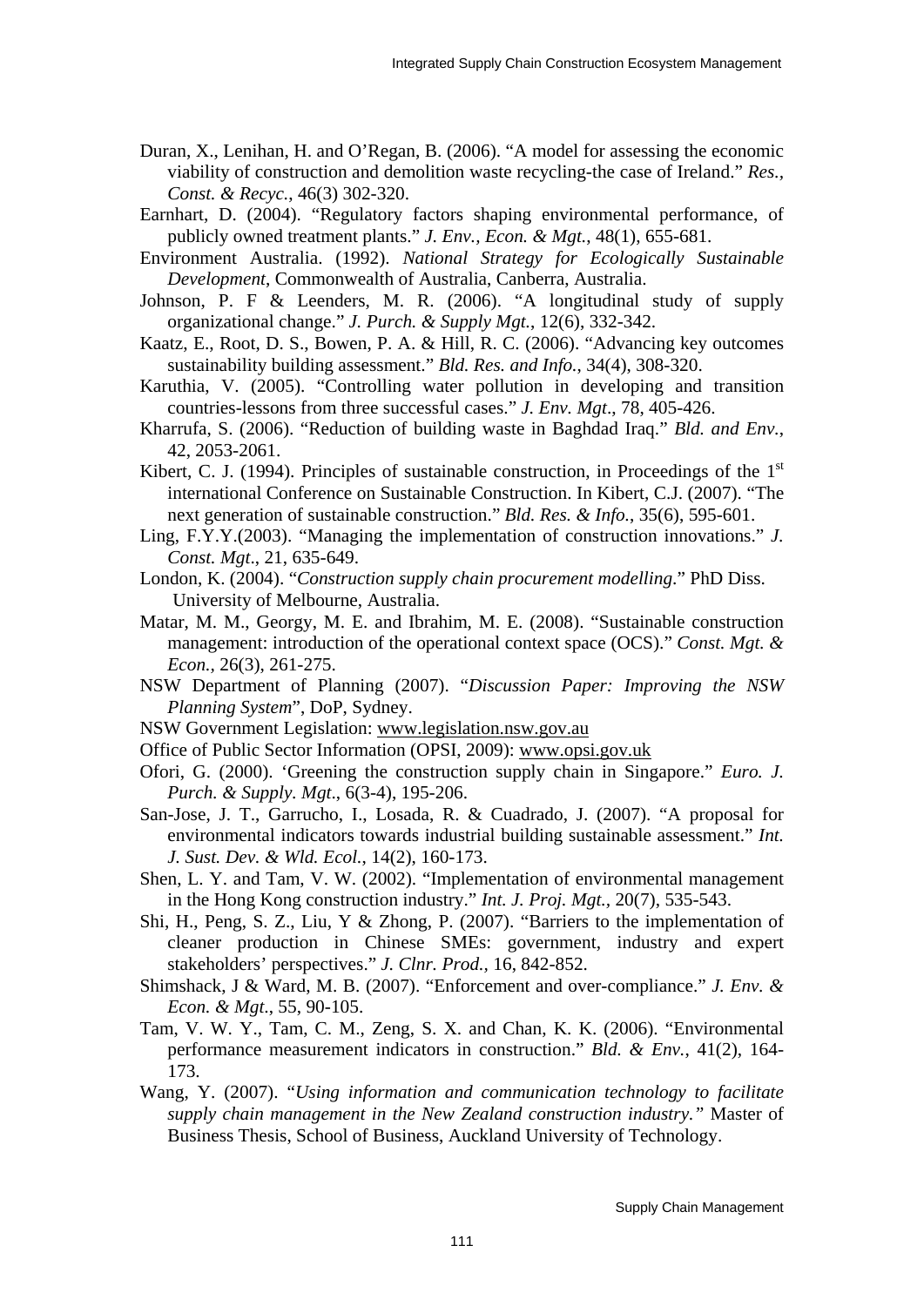Duran, X., Lenihan, H. and O'Regan, B. (2006). "A model for assessing the economic viability of construction and demolition waste recycling-the case of Ireland." *Res., Const. & Recyc.*, 46(3) 302-320.

Earnhart, D. (2004). "Regulatory factors shaping environmental performance, of publicly owned treatment plants." *J. Env., Econ. & Mgt.*, 48(1), 655-681.

Environment Australia. (1992). *National Strategy for Ecologically Sustainable Development*, Commonwealth of Australia, Canberra, Australia.

Johnson, P. F & Leenders, M. R. (2006). "A longitudinal study of supply organizational change." *J. Purch. & Supply Mgt.*, 12(6), 332-342.

Kaatz, E., Root, D. S., Bowen, P. A. & Hill, R. C. (2006). "Advancing key outcomes sustainability building assessment." *Bld. Res. and Info.*, 34(4), 308-320.

Karuthia, V. (2005). "Controlling water pollution in developing and transition countries-lessons from three successful cases." *J. Env. Mgt*., 78, 405-426.

Kharrufa, S. (2006). "Reduction of building waste in Baghdad Iraq." *Bld. and Env.*, 42, 2053-2061.

Kibert, C. J. (1994). Principles of sustainable construction, in Proceedings of the 1st international Conference on Sustainable Construction. In Kibert, C.J. (2007). "The next generation of sustainable construction." *Bld. Res. & Info.*, 35(6), 595-601.

Ling, F.Y.Y.(2003). "Managing the implementation of construction innovations." *J. Const. Mgt*., 21, 635-649.

London, K. (2004). "*Construction supply chain procurement modelling*." PhD Diss. University of Melbourne, Australia.

Matar, M. M., Georgy, M. E. and Ibrahim, M. E. (2008). "Sustainable construction management: introduction of the operational context space (OCS)." *Const. Mgt. & Econ.*, 26(3), 261-275.

NSW Department of Planning (2007). "*Discussion Paper: Improving the NSW Planning System*", DoP, Sydney.

NSW Government Legislation: www.legislation.nsw.gov.au

Office of Public Sector Information (OPSI, 2009): www.opsi.gov.uk

Ofori, G. (2000). 'Greening the construction supply chain in Singapore." *Euro. J. Purch. & Supply. Mgt*., 6(3-4), 195-206.

San-Jose, J. T., Garrucho, I., Losada, R. & Cuadrado, J. (2007). "A proposal for environmental indicators towards industrial building sustainable assessment." *Int. J. Sust. Dev. & Wld. Ecol.*, 14(2), 160-173.

Shen, L. Y. and Tam, V. W. (2002). "Implementation of environmental management in the Hong Kong construction industry." *Int. J. Proj. Mgt.*, 20(7), 535-543.

Shi, H., Peng, S. Z., Liu, Y & Zhong, P. (2007). "Barriers to the implementation of cleaner production in Chinese SMEs: government, industry and expert stakeholders' perspectives." *J. Clnr. Prod.*, 16, 842-852.

Shimshack, J & Ward, M. B. (2007). "Enforcement and over-compliance." *J. Env. & Econ. & Mgt.*, 55, 90-105.

Tam, V. W. Y., Tam, C. M., Zeng, S. X. and Chan, K. K. (2006). "Environmental performance measurement indicators in construction." *Bld. & Env.*, 41(2), 164-173.

Wang, Y. (2007). "*Using information and communication technology to facilitate supply chain management in the New Zealand construction industry."* Master of Business Thesis, School of Business, Auckland University of Technology.